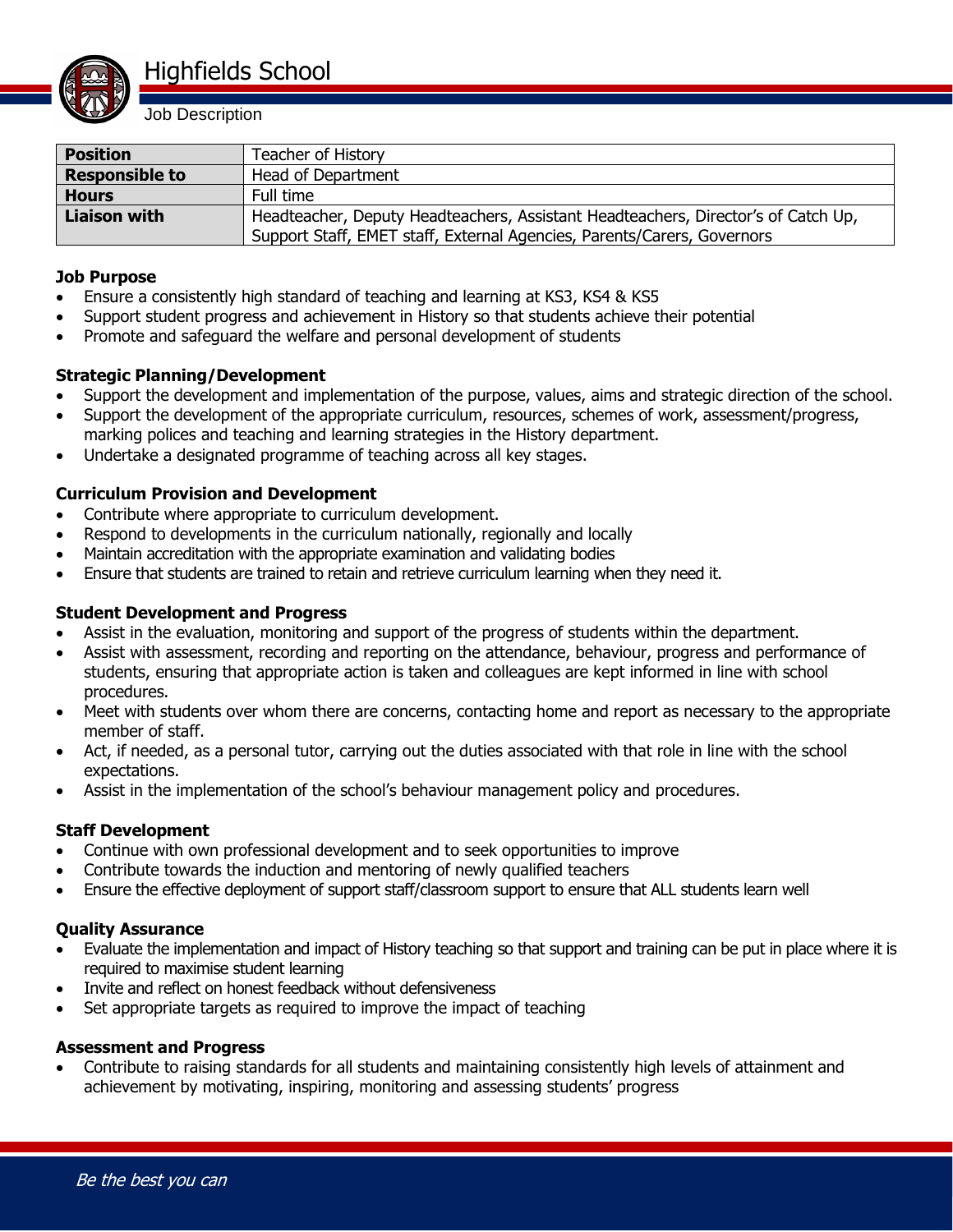# Highfields School

Job Description

| Position | Teacher of History |
|---|---|
| Responsible to | Head of Department |
| Hours | Full time |
| Liaison with | Headteacher, Deputy Headteachers, Assistant Headteachers, Director's of Catch Up, Support Staff, EMET staff, External Agencies, Parents/Carers, Governors |

**Job Purpose**

- Ensure a consistently high standard of teaching and learning at KS3, KS4 & KS5
- Support student progress and achievement in History so that students achieve their potential
- Promote and safeguard the welfare and personal development of students

**Strategic Planning/Development**

- Support the development and implementation of the purpose, values, aims and strategic direction of the school.
- Support the development of the appropriate curriculum, resources, schemes of work, assessment/progress, marking polices and teaching and learning strategies in the History department.
- Undertake a designated programme of teaching across all key stages.

**Curriculum Provision and Development**

- Contribute where appropriate to curriculum development.
- Respond to developments in the curriculum nationally, regionally and locally
- Maintain accreditation with the appropriate examination and validating bodies
- Ensure that students are trained to retain and retrieve curriculum learning when they need it.

**Student Development and Progress**

- Assist in the evaluation, monitoring and support of the progress of students within the department.
- Assist with assessment, recording and reporting on the attendance, behaviour, progress and performance of students, ensuring that appropriate action is taken and colleagues are kept informed in line with school procedures.
- Meet with students over whom there are concerns, contacting home and report as necessary to the appropriate member of staff.
- Act, if needed, as a personal tutor, carrying out the duties associated with that role in line with the school expectations.
- Assist in the implementation of the school's behaviour management policy and procedures.

**Staff Development**

- Continue with own professional development and to seek opportunities to improve
- Contribute towards the induction and mentoring of newly qualified teachers
- Ensure the effective deployment of support staff/classroom support to ensure that ALL students learn well

**Quality Assurance**

- Evaluate the implementation and impact of History teaching so that support and training can be put in place where it is required to maximise student learning
- Invite and reflect on honest feedback without defensiveness
- Set appropriate targets as required to improve the impact of teaching

**Assessment and Progress**

- Contribute to raising standards for all students and maintaining consistently high levels of attainment and achievement by motivating, inspiring, monitoring and assessing students' progress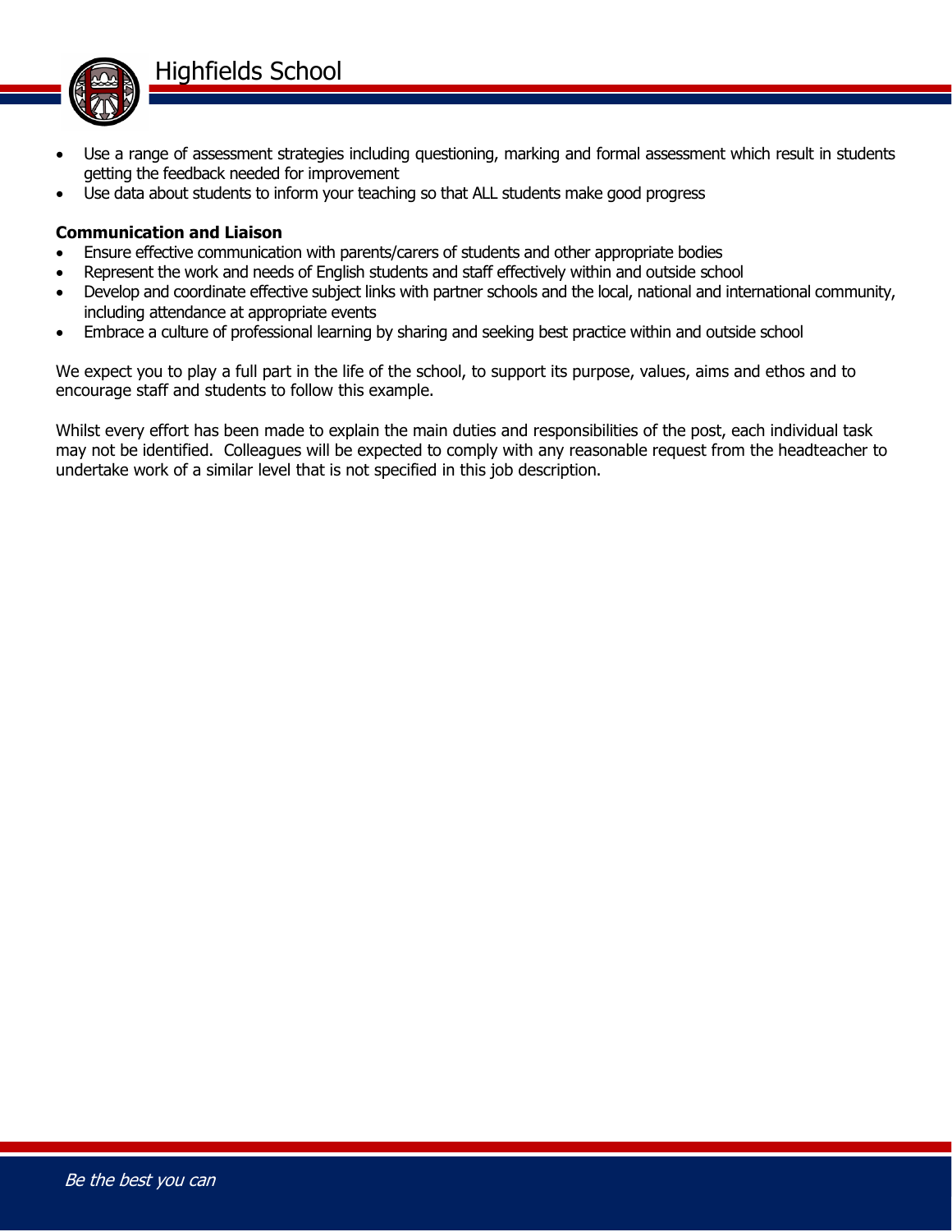- Use a range of assessment strategies including questioning, marking and formal assessment which result in students getting the feedback needed for improvement
- Use data about students to inform your teaching so that ALL students make good progress

**Communication and Liaison**

- Ensure effective communication with parents/carers of students and other appropriate bodies
- Represent the work and needs of English students and staff effectively within and outside school
- Develop and coordinate effective subject links with partner schools and the local, national and international community, including attendance at appropriate events
- Embrace a culture of professional learning by sharing and seeking best practice within and outside school

We expect you to play a full part in the life of the school, to support its purpose, values, aims and ethos and to encourage staff and students to follow this example.

Whilst every effort has been made to explain the main duties and responsibilities of the post, each individual task may not be identified. Colleagues will be expected to comply with any reasonable request from the headteacher to undertake work of a similar level that is not specified in this job description.